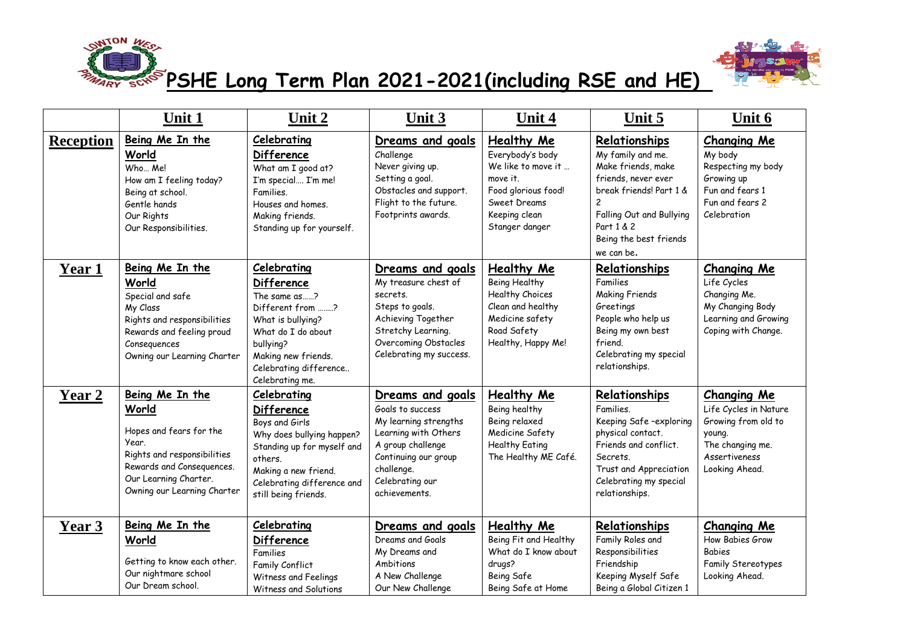# PSHE Long Term Plan 2021-2021(including RSE and HE)

| | Unit 1 | Unit 2 | Unit 3 | Unit 4 | Unit 5 | Unit 6 |
|---|---|---|---|---|---|---|
| **Reception** | **Being Me In the World**<br>Who… Me!<br>How am I feeling today?<br>Being at school.<br>Gentle hands<br>Our Rights<br>Our Responsibilities. | **Celebrating Difference**<br>What am I good at?<br>I'm special…. I'm me!<br>Families.<br>Houses and homes.<br>Making friends.<br>Standing up for yourself. | **Dreams and goals**<br>Challenge<br>Never giving up.<br>Setting a goal.<br>Obstacles and support.<br>Flight to the future.<br>Footprints awards. | **Healthy Me**<br>Everybody's body<br>We like to move it … move it.<br>Food glorious food!<br>Sweet Dreams<br>Keeping clean<br>Stanger danger | **Relationships**<br>My family and me.<br>Make friends, make friends, never ever break friends! Part 1 & 2<br>Falling Out and Bullying Part 1 & 2<br>Being the best friends we can be. | **Changing Me**<br>My body<br>Respecting my body<br>Growing up<br>Fun and fears 1<br>Fun and fears 2<br>Celebration |
| **Year 1** | **Being Me In the World**<br>Special and safe<br>My Class<br>Rights and responsibilities<br>Rewards and feeling proud<br>Consequences<br>Owning our Learning Charter | **Celebrating Difference**<br>The same as……?<br>Different from ……..?<br>What is bullying?<br>What do I do about bullying?<br>Making new friends.<br>Celebrating difference..<br>Celebrating me. | **Dreams and goals**<br>My treasure chest of secrets.<br>Steps to goals.<br>Achieving Together<br>Stretchy Learning.<br>Overcoming Obstacles<br>Celebrating my success. | **Healthy Me**<br>Being Healthy<br>Healthy Choices<br>Clean and healthy<br>Medicine safety<br>Road Safety<br>Healthy, Happy Me! | **Relationships**<br>Families<br>Making Friends<br>Greetings<br>People who help us<br>Being my own best friend.<br>Celebrating my special relationships. | **Changing Me**<br>Life Cycles<br>Changing Me.<br>My Changing Body<br>Learning and Growing<br>Coping with Change. |
| **Year 2** | **Being Me In the World**<br>Hopes and fears for the Year.<br>Rights and responsibilities<br>Rewards and Consequences.<br>Our Learning Charter.<br>Owning our Learning Charter | **Celebrating Difference**<br>Boys and Girls<br>Why does bullying happen?<br>Standing up for myself and others.<br>Making a new friend.<br>Celebrating difference and still being friends. | **Dreams and goals**<br>Goals to success<br>My learning strengths<br>Learning with Others<br>A group challenge<br>Continuing our group challenge.<br>Celebrating our achievements. | **Healthy Me**<br>Being healthy<br>Being relaxed<br>Medicine Safety<br>Healthy Eating<br>The Healthy ME Café. | **Relationships**<br>Families.<br>Keeping Safe –exploring physical contact.<br>Friends and conflict.<br>Secrets.<br>Trust and Appreciation<br>Celebrating my special relationships. | **Changing Me**<br>Life Cycles in Nature<br>Growing from old to young.<br>The changing me.<br>Assertiveness<br>Looking Ahead. |
| **Year 3** | **Being Me In the World**<br>Getting to know each other.<br>Our nightmare school<br>Our Dream school. | **Celebrating Difference**<br>Families<br>Family Conflict<br>Witness and Feelings<br>Witness and Solutions | **Dreams and goals**<br>Dreams and Goals<br>My Dreams and Ambitions<br>A New Challenge<br>Our New Challenge | **Healthy Me**<br>Being Fit and Healthy<br>What do I know about drugs?<br>Being Safe<br>Being Safe at Home | **Relationships**<br>Family Roles and Responsibilities<br>Friendship<br>Keeping Myself Safe<br>Being a Global Citizen 1 | **Changing Me**<br>How Babies Grow<br>Babies<br>Family Stereotypes<br>Looking Ahead. |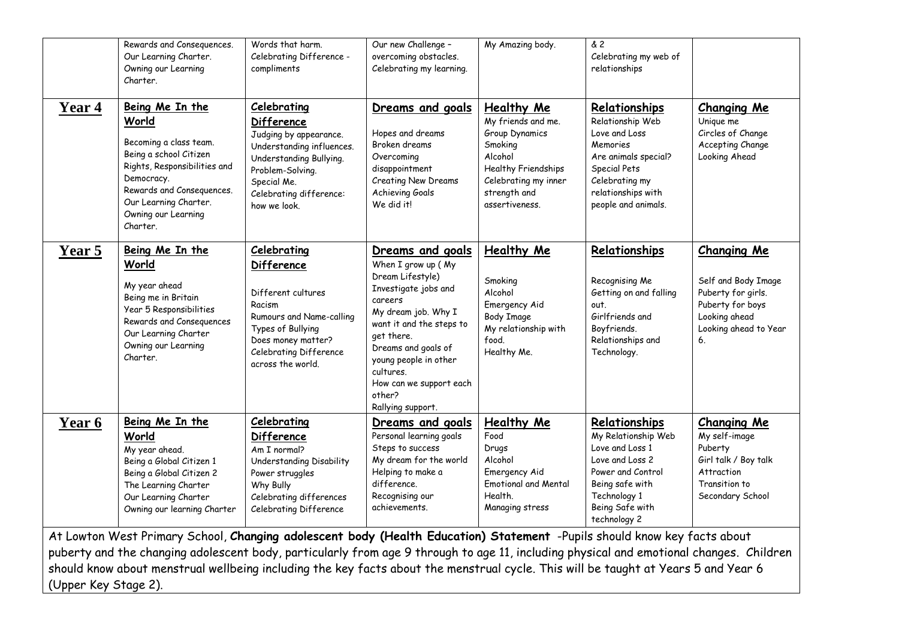| | | | | | | |
|---|---|---|---|---|---|---|
| | Rewards and Consequences. Our Learning Charter. Owning our Learning Charter. | Words that harm. Celebrating Difference - compliments | Our new Challenge – overcoming obstacles. Celebrating my learning. | My Amazing body. | & 2 Celebrating my web of relationships | |
| **Year 4** | **Being Me In the World**<br>Becoming a class team.<br>Being a school Citizen<br>Rights, Responsibilities and Democracy.<br>Rewards and Consequences.<br>Our Learning Charter.<br>Owning our Learning Charter. | **Celebrating Difference**<br>Judging by appearance.<br>Understanding influences.<br>Understanding Bullying.<br>Problem-Solving.<br>Special Me.<br>Celebrating difference: how we look. | **Dreams and goals**<br>Hopes and dreams<br>Broken dreams<br>Overcoming disappointment<br>Creating New Dreams<br>Achieving Goals<br>We did it! | **Healthy Me**<br>My friends and me.<br>Group Dynamics<br>Smoking<br>Alcohol<br>Healthy Friendships<br>Celebrating my inner strength and assertiveness. | **Relationships**<br>Relationship Web<br>Love and Loss<br>Memories<br>Are animals special?<br>Special Pets<br>Celebrating my relationships with people and animals. | **Changing Me**<br>Unique me<br>Circles of Change<br>Accepting Change<br>Looking Ahead |
| **Year 5** | **Being Me In the World**<br>My year ahead<br>Being me in Britain<br>Year 5 Responsibilities<br>Rewards and Consequences<br>Our Learning Charter<br>Owning our Learning Charter. | **Celebrating Difference**<br>Different cultures<br>Racism<br>Rumours and Name-calling<br>Types of Bullying<br>Does money matter?<br>Celebrating Difference across the world. | **Dreams and goals**<br>When I grow up ( My Dream Lifestyle)<br>Investigate jobs and careers<br>My dream job. Why I want it and the steps to get there.<br>Dreams and goals of young people in other cultures.<br>How can we support each other?<br>Rallying support. | **Healthy Me**<br>Smoking<br>Alcohol<br>Emergency Aid<br>Body Image<br>My relationship with food.<br>Healthy Me. | **Relationships**<br>Recognising Me<br>Getting on and falling out.<br>Girlfriends and Boyfriends.<br>Relationships and Technology. | **Changing Me**<br>Self and Body Image<br>Puberty for girls.<br>Puberty for boys<br>Looking ahead<br>Looking ahead to Year 6. |
| **Year 6** | **Being Me In the World**<br>My year ahead.<br>Being a Global Citizen 1<br>Being a Global Citizen 2<br>The Learning Charter<br>Our Learning Charter<br>Owning our learning Charter | **Celebrating Difference**<br>Am I normal?<br>Understanding Disability<br>Power struggles<br>Why Bully<br>Celebrating differences<br>Celebrating Difference | **Dreams and goals**<br>Personal learning goals<br>Steps to success<br>My dream for the world<br>Helping to make a difference.<br>Recognising our achievements. | **Healthy Me**<br>Food<br>Drugs<br>Alcohol<br>Emergency Aid<br>Emotional and Mental Health.<br>Managing stress | **Relationships**<br>My Relationship Web<br>Love and Loss 1<br>Love and Loss 2<br>Power and Control<br>Being safe with Technology 1<br>Being Safe with technology 2 | **Changing Me**<br>My self-image<br>Puberty<br>Girl talk / Boy talk<br>Attraction<br>Transition to Secondary School |

At Lowton West Primary School, **Changing adolescent body (Health Education) Statement** -Pupils should know key facts about puberty and the changing adolescent body, particularly from age 9 through to age 11, including physical and emotional changes. Children should know about menstrual wellbeing including the key facts about the menstrual cycle. This will be taught at Years 5 and Year 6 (Upper Key Stage 2).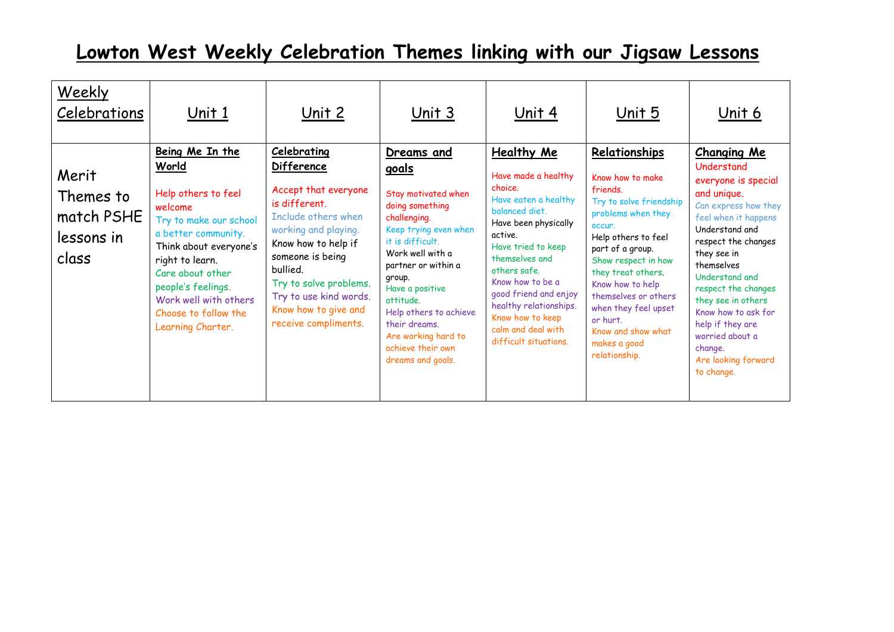# Lowton West Weekly Celebration Themes linking with our Jigsaw Lessons

| Weekly Celebrations | Unit 1 | Unit 2 | Unit 3 | Unit 4 | Unit 5 | Unit 6 |
|---|---|---|---|---|---|---|
| Merit Themes to match PSHE lessons in class | **Being Me In the World**<br><br>Help others to feel welcome<br>Try to make our school a better community.<br>Think about everyone's right to learn.<br>Care about other people's feelings.<br>Work well with others<br>Choose to follow the Learning Charter. | **Celebrating Difference**<br><br>Accept that everyone is different.<br>Include others when working and playing.<br>Know how to help if someone is being bullied.<br>Try to solve problems.<br>Try to use kind words.<br>Know how to give and receive compliments. | **Dreams and goals**<br><br>Stay motivated when doing something challenging.<br>Keep trying even when it is difficult.<br>Work well with a partner or within a group.<br>Have a positive attitude.<br>Help others to achieve their dreams.<br>Are working hard to achieve their own dreams and goals. | **Healthy Me**<br><br>Have made a healthy choice.<br>Have eaten a healthy balanced diet.<br>Have been physically active.<br>Have tried to keep themselves and others safe.<br>Know how to be a good friend and enjoy healthy relationships.<br>Know how to keep calm and deal with difficult situations. | **Relationships**<br><br>Know how to make friends.<br>Try to solve friendship problems when they occur.<br>Help others to feel part of a group.<br>Show respect in how they treat others.<br>Know how to help themselves or others when they feel upset or hurt.<br>Know and show what makes a good relationship. | **Changing Me**<br>Understand everyone is special and unique.<br>Can express how they feel when it happens<br>Understand and respect the changes they see in themselves<br>Understand and respect the changes they see in others<br>Know how to ask for help if they are worried about a change.<br>Are looking forward to change. |